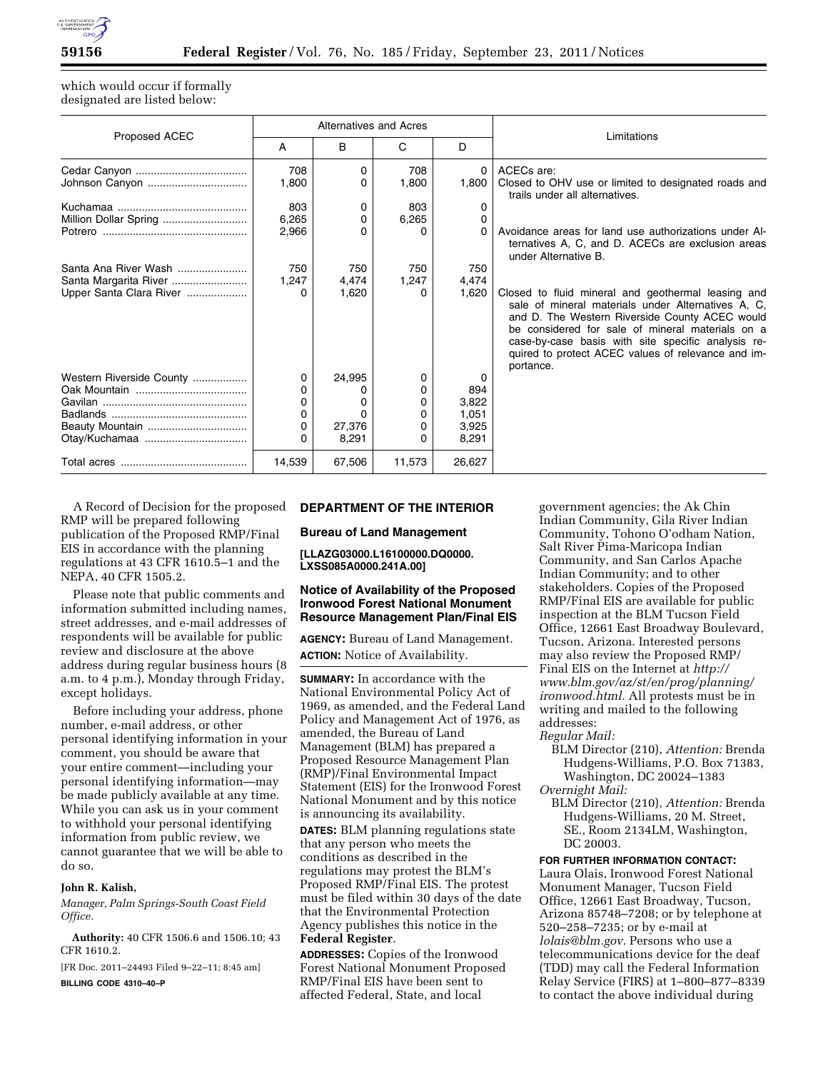which would occur if formally designated are listed below:

| Proposed ACEC | Alternatives and Acres | | | | Limitations |
|---|---|---|---|---|---|
| | A | B | C | D | |
| Cedar Canyon | 708 | 0 | 708 | 0 | ACECs are: |
| Johnson Canyon | 1,800 | 0 | 1,800 | 1,800 | Closed to OHV use or limited to designated roads and trails under all alternatives. |
| Kuchamaa | 803 | 0 | 803 | 0 | |
| Million Dollar Spring | 6,265 | 0 | 6,265 | 0 | |
| Potrero | 2,966 | 0 | 0 | 0 | Avoidance areas for land use authorizations under Alternatives A, C, and D. ACECs are exclusion areas under Alternative B. |
| Santa Ana River Wash | 750 | 750 | 750 | 750 | |
| Santa Margarita River | 1,247 | 4,474 | 1,247 | 4,474 | |
| Upper Santa Clara River | 0 | 1,620 | 0 | 1,620 | Closed to fluid mineral and geothermal leasing and sale of mineral materials under Alternatives A, C, and D. The Western Riverside County ACEC would be considered for sale of mineral materials on a case-by-case basis with site specific analysis required to protect ACEC values of relevance and importance. |
| Western Riverside County | 0 | 24,995 | 0 | 0 | |
| Oak Mountain | 0 | 0 | 0 | 894 | |
| Gavilan | 0 | 0 | 0 | 3,822 | |
| Badlands | 0 | 0 | 0 | 1,051 | |
| Beauty Mountain | 0 | 27,376 | 0 | 3,925 | |
| Otay/Kuchamaa | 0 | 8,291 | 0 | 8,291 | |
| Total acres | 14,539 | 67,506 | 11,573 | 26,627 | |

A Record of Decision for the proposed RMP will be prepared following publication of the Proposed RMP/Final EIS in accordance with the planning regulations at 43 CFR 1610.5–1 and the NEPA, 40 CFR 1505.2.

Please note that public comments and information submitted including names, street addresses, and e-mail addresses of respondents will be available for public review and disclosure at the above address during regular business hours (8 a.m. to 4 p.m.), Monday through Friday, except holidays.

Before including your address, phone number, e-mail address, or other personal identifying information in your comment, you should be aware that your entire comment—including your personal identifying information—may be made publicly available at any time. While you can ask us in your comment to withhold your personal identifying information from public review, we cannot guarantee that we will be able to do so.

**John R. Kalish,**

*Manager, Palm Springs-South Coast Field Office.*

**Authority:** 40 CFR 1506.6 and 1506.10; 43 CFR 1610.2.

[FR Doc. 2011–24493 Filed 9–22–11; 8:45 am]

**BILLING CODE 4310–40–P**

## DEPARTMENT OF THE INTERIOR

### Bureau of Land Management

**[LLAZG03000.L16100000.DQ0000. LXSS085A0000.241A.00]**

### Notice of Availability of the Proposed Ironwood Forest National Monument Resource Management Plan/Final EIS

**AGENCY:** Bureau of Land Management.

**ACTION:** Notice of Availability.

**SUMMARY:** In accordance with the National Environmental Policy Act of 1969, as amended, and the Federal Land Policy and Management Act of 1976, as amended, the Bureau of Land Management (BLM) has prepared a Proposed Resource Management Plan (RMP)/Final Environmental Impact Statement (EIS) for the Ironwood Forest National Monument and by this notice is announcing its availability.

**DATES:** BLM planning regulations state that any person who meets the conditions as described in the regulations may protest the BLM's Proposed RMP/Final EIS. The protest must be filed within 30 days of the date that the Environmental Protection Agency publishes this notice in the **Federal Register**.

**ADDRESSES:** Copies of the Ironwood Forest National Monument Proposed RMP/Final EIS have been sent to affected Federal, State, and local government agencies; the Ak Chin Indian Community, Gila River Indian Community, Tohono O'odham Nation, Salt River Pima-Maricopa Indian Community, and San Carlos Apache Indian Community; and to other stakeholders. Copies of the Proposed RMP/Final EIS are available for public inspection at the BLM Tucson Field Office, 12661 East Broadway Boulevard, Tucson, Arizona. Interested persons may also review the Proposed RMP/Final EIS on the Internet at *http://www.blm.gov/az/st/en/prog/planning/ironwood.html.* All protests must be in writing and mailed to the following addresses:

*Regular Mail:*

BLM Director (210), *Attention:* Brenda Hudgens-Williams, P.O. Box 71383, Washington, DC 20024–1383

*Overnight Mail:*

BLM Director (210), *Attention:* Brenda Hudgens-Williams, 20 M. Street, SE., Room 2134LM, Washington, DC 20003.

**FOR FURTHER INFORMATION CONTACT:** Laura Olais, Ironwood Forest National Monument Manager, Tucson Field Office, 12661 East Broadway, Tucson, Arizona 85748–7208; or by telephone at 520–258–7235; or by e-mail at *lolais@blm.gov.* Persons who use a telecommunications device for the deaf (TDD) may call the Federal Information Relay Service (FIRS) at 1–800–877–8339 to contact the above individual during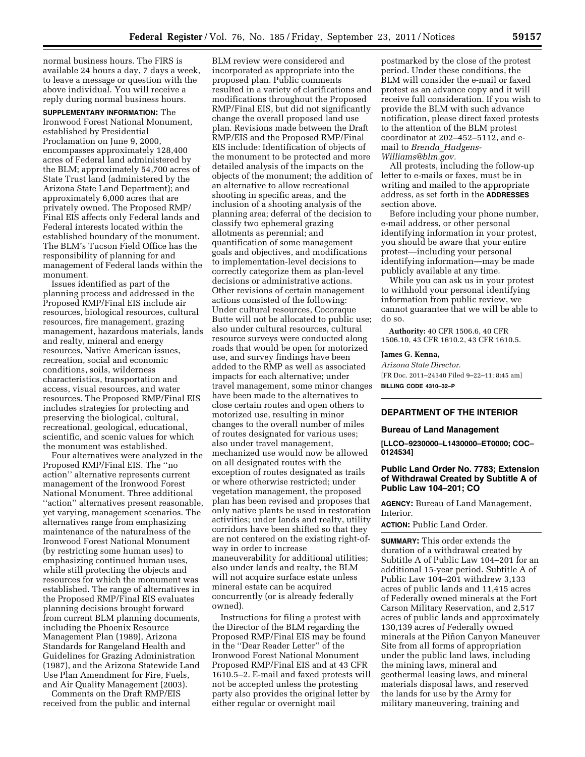normal business hours. The FIRS is available 24 hours a day, 7 days a week, to leave a message or question with the above individual. You will receive a reply during normal business hours.

**SUPPLEMENTARY INFORMATION:** The Ironwood Forest National Monument, established by Presidential Proclamation on June 9, 2000, encompasses approximately 128,400 acres of Federal land administered by the BLM; approximately 54,700 acres of State Trust land (administered by the Arizona State Land Department); and approximately 6,000 acres that are privately owned. The Proposed RMP/Final EIS affects only Federal lands and Federal interests located within the established boundary of the monument. The BLM's Tucson Field Office has the responsibility of planning for and management of Federal lands within the monument.

Issues identified as part of the planning process and addressed in the Proposed RMP/Final EIS include air resources, biological resources, cultural resources, fire management, grazing management, hazardous materials, lands and realty, mineral and energy resources, Native American issues, recreation, social and economic conditions, soils, wilderness characteristics, transportation and access, visual resources, and water resources. The Proposed RMP/Final EIS includes strategies for protecting and preserving the biological, cultural, recreational, geological, educational, scientific, and scenic values for which the monument was established.

Four alternatives were analyzed in the Proposed RMP/Final EIS. The ''no action'' alternative represents current management of the Ironwood Forest National Monument. Three additional ''action'' alternatives present reasonable, yet varying, management scenarios. The alternatives range from emphasizing maintenance of the naturalness of the Ironwood Forest National Monument (by restricting some human uses) to emphasizing continued human uses, while still protecting the objects and resources for which the monument was established. The range of alternatives in the Proposed RMP/Final EIS evaluates planning decisions brought forward from current BLM planning documents, including the Phoenix Resource Management Plan (1989), Arizona Standards for Rangeland Health and Guidelines for Grazing Administration (1987), and the Arizona Statewide Land Use Plan Amendment for Fire, Fuels, and Air Quality Management (2003).

Comments on the Draft RMP/EIS received from the public and internal BLM review were considered and incorporated as appropriate into the proposed plan. Public comments resulted in a variety of clarifications and modifications throughout the Proposed RMP/Final EIS, but did not significantly change the overall proposed land use plan. Revisions made between the Draft RMP/EIS and the Proposed RMP/Final EIS include: Identification of objects of the monument to be protected and more detailed analysis of the impacts on the objects of the monument; the addition of an alternative to allow recreational shooting in specific areas, and the inclusion of a shooting analysis of the planning area; deferral of the decision to classify two ephemeral grazing allotments as perennial; and quantification of some management goals and objectives, and modifications to implementation-level decisions to correctly categorize them as plan-level decisions or administrative actions. Other revisions of certain management actions consisted of the following: Under cultural resources, Cocoraque Butte will not be allocated to public use; also under cultural resources, cultural resource surveys were conducted along roads that would be open for motorized use, and survey findings have been added to the RMP as well as associated impacts for each alternative; under travel management, some minor changes have been made to the alternatives to close certain routes and open others to motorized use, resulting in minor changes to the overall number of miles of routes designated for various uses; also under travel management, mechanized use would now be allowed on all designated routes with the exception of routes designated as trails or where otherwise restricted; under vegetation management, the proposed plan has been revised and proposes that only native plants be used in restoration activities; under lands and realty, utility corridors have been shifted so that they are not centered on the existing right-of-way in order to increase maneuverability for additional utilities; also under lands and realty, the BLM will not acquire surface estate unless mineral estate can be acquired concurrently (or is already federally owned).

Instructions for filing a protest with the Director of the BLM regarding the Proposed RMP/Final EIS may be found in the ''Dear Reader Letter'' of the Ironwood Forest National Monument Proposed RMP/Final EIS and at 43 CFR 1610.5–2. E-mail and faxed protests will not be accepted unless the protesting party also provides the original letter by either regular or overnight mail postmarked by the close of the protest period. Under these conditions, the BLM will consider the e-mail or faxed protest as an advance copy and it will receive full consideration. If you wish to provide the BLM with such advance notification, please direct faxed protests to the attention of the BLM protest coordinator at 202–452–5112, and e-mail to *Brenda_Hudgens-Williams@blm.gov.*

All protests, including the follow-up letter to e-mails or faxes, must be in writing and mailed to the appropriate address, as set forth in the **ADDRESSES** section above.

Before including your phone number, e-mail address, or other personal identifying information in your protest, you should be aware that your entire protest—including your personal identifying information—may be made publicly available at any time.

While you can ask us in your protest to withhold your personal identifying information from public review, we cannot guarantee that we will be able to do so.

**Authority:** 40 CFR 1506.6, 40 CFR 1506.10, 43 CFR 1610.2, 43 CFR 1610.5.

**James G. Kenna,**

*Arizona State Director.*

[FR Doc. 2011–24340 Filed 9–22–11; 8:45 am]

**BILLING CODE 4310–32–P**

---

## DEPARTMENT OF THE INTERIOR

### Bureau of Land Management

**[LLCO–9230000–L14300000–ET0000; COC–0124534]**

### Public Land Order No. 7783; Extension of Withdrawal Created by Subtitle A of Public Law 104–201; CO

**AGENCY:** Bureau of Land Management, Interior.

**ACTION:** Public Land Order.

**SUMMARY:** This order extends the duration of a withdrawal created by Subtitle A of Public Law 104–201 for an additional 15-year period. Subtitle A of Public Law 104–201 withdrew 3,133 acres of public lands and 11,415 acres of Federally owned minerals at the Fort Carson Military Reservation, and 2,517 acres of public lands and approximately 130,139 acres of Federally owned minerals at the Piñon Canyon Maneuver Site from all forms of appropriation under the public land laws, including the mining laws, mineral and geothermal leasing laws, and mineral materials disposal laws, and reserved the lands for use by the Army for military maneuvering, training and